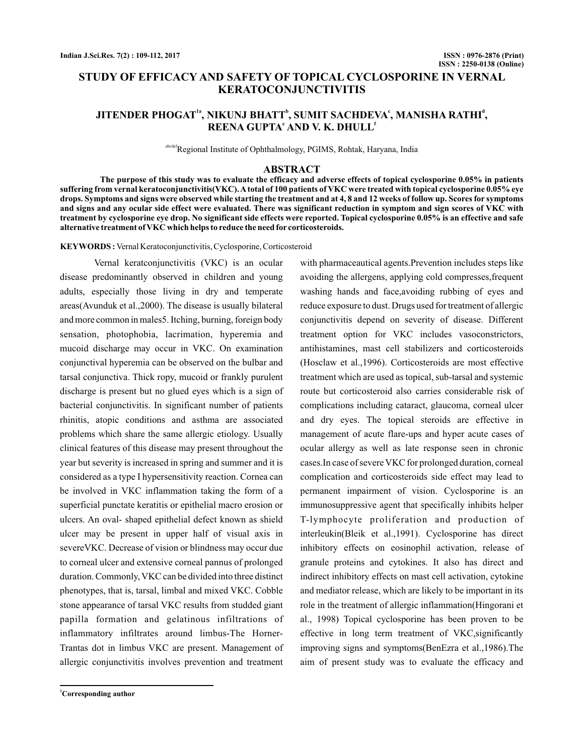# STUDY OF EFFICACY AND SAFETY OF TOPICAL CYCLOSPORINE IN VERNAL KERATOCONJUNCTIVITIS

**JITENDER PHOGAT[1a], NIKUNJ BHATT[b], SUMIT SACHDEVA[c], MANISHA RATHI[d], REENA GUPTA[e] AND V. K. DHULL[f]**

[abcdef]Regional Institute of Ophthalmology, PGIMS, Rohtak, Haryana, India

## ABSTRACT

**The purpose of this study was to evaluate the efficacy and adverse effects of topical cyclosporine 0.05% in patients suffering from vernal keratoconjunctivitis(VKC). A total of 100 patients of VKC were treated with topical cyclosporine 0.05% eye drops. Symptoms and signs were observed while starting the treatment and at 4, 8 and 12 weeks of follow up. Scores for symptoms and signs and any ocular side effect were evaluated. There was significant reduction in symptom and sign scores of VKC with treatment by cyclosporine eye drop. No significant side effects were reported. Topical cyclosporine 0.05% is an effective and safe alternative treatment of VKC which helps to reduce the need for corticosteroids.**

**KEYWORDS :** Vernal Keratoconjunctivitis, Cyclosporine, Corticosteroid

Vernal keratconjunctivitis (VKC) is an ocular disease predominantly observed in children and young adults, especially those living in dry and temperate areas(Avunduk et al.,2000). The disease is usually bilateral and more common in males5. Itching, burning, foreign body sensation, photophobia, lacrimation, hyperemia and mucoid discharge may occur in VKC. On examination conjunctival hyperemia can be observed on the bulbar and tarsal conjunctiva. Thick ropy, mucoid or frankly purulent discharge is present but no glued eyes which is a sign of bacterial conjunctivitis. In significant number of patients rhinitis, atopic conditions and asthma are associated problems which share the same allergic etiology. Usually clinical features of this disease may present throughout the year but severity is increased in spring and summer and it is considered as a type I hypersensitivity reaction. Cornea can be involved in VKC inflammation taking the form of a superficial punctate keratitis or epithelial macro erosion or ulcers. An oval- shaped epithelial defect known as shield ulcer may be present in upper half of visual axis in severeVKC. Decrease of vision or blindness may occur due to corneal ulcer and extensive corneal pannus of prolonged duration. Commonly, VKC can be divided into three distinct phenotypes, that is, tarsal, limbal and mixed VKC. Cobble stone appearance of tarsal VKC results from studded giant papilla formation and gelatinous infiltrations of inflammatory infiltrates around limbus-The Horner-Trantas dot in limbus VKC are present. Management of allergic conjunctivitis involves prevention and treatment with pharmaceautical agents.Prevention includes steps like avoiding the allergens, applying cold compresses,frequent washing hands and face,avoiding rubbing of eyes and reduce exposure to dust. Drugs used for treatment of allergic conjunctivitis depend on severity of disease. Different treatment option for VKC includes vasoconstrictors, antihistamines, mast cell stabilizers and corticosteroids (Hosclaw et al.,1996). Corticosteroids are most effective treatment which are used as topical, sub-tarsal and systemic route but corticosteroid also carries considerable risk of complications including cataract, glaucoma, corneal ulcer and dry eyes. The topical steroids are effective in management of acute flare-ups and hyper acute cases of ocular allergy as well as late response seen in chronic cases.In case of severe VKC for prolonged duration, corneal complication and corticosteroids side effect may lead to permanent impairment of vision. Cyclosporine is an immunosuppressive agent that specifically inhibits helper T-lymphocyte proliferation and production of interleukin(Bleik et al.,1991). Cyclosporine has direct inhibitory effects on eosinophil activation, release of granule proteins and cytokines. It also has direct and indirect inhibitory effects on mast cell activation, cytokine and mediator release, which are likely to be important in its role in the treatment of allergic inflammation(Hingorani et al., 1998) Topical cyclosporine has been proven to be effective in long term treatment of VKC,significantly improving signs and symptoms(BenEzra et al.,1986).The aim of present study was to evaluate the efficacy and

[1]Corresponding author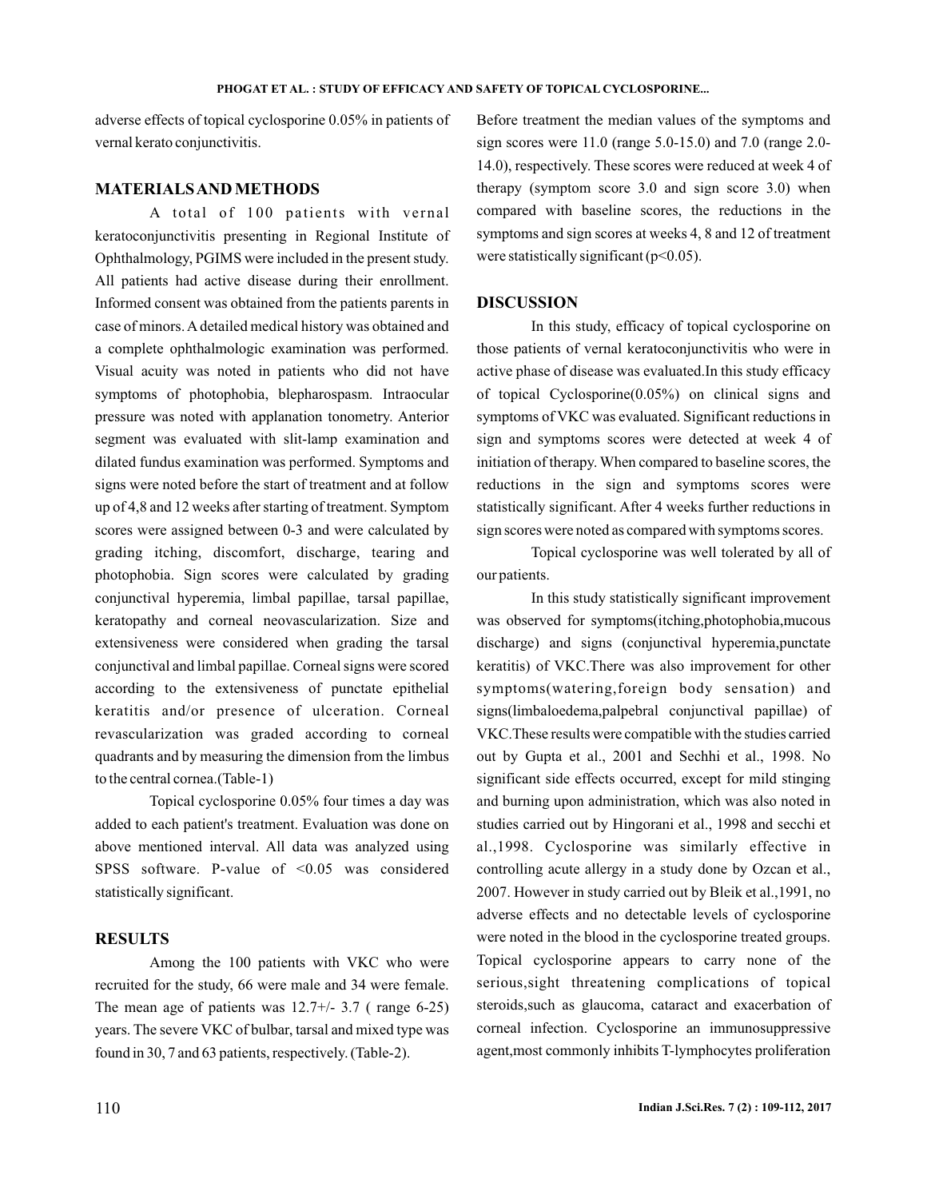adverse effects of topical cyclosporine 0.05% in patients of vernal kerato conjunctivitis.

## MATERIALS AND METHODS

A total of 100 patients with vernal keratoconjunctivitis presenting in Regional Institute of Ophthalmology, PGIMS were included in the present study. All patients had active disease during their enrollment. Informed consent was obtained from the patients parents in case of minors. A detailed medical history was obtained and a complete ophthalmologic examination was performed. Visual acuity was noted in patients who did not have symptoms of photophobia, blepharospasm. Intraocular pressure was noted with applanation tonometry. Anterior segment was evaluated with slit-lamp examination and dilated fundus examination was performed. Symptoms and signs were noted before the start of treatment and at follow up of 4,8 and 12 weeks after starting of treatment. Symptom scores were assigned between 0-3 and were calculated by grading itching, discomfort, discharge, tearing and photophobia. Sign scores were calculated by grading conjunctival hyperemia, limbal papillae, tarsal papillae, keratopathy and corneal neovascularization. Size and extensiveness were considered when grading the tarsal conjunctival and limbal papillae. Corneal signs were scored according to the extensiveness of punctate epithelial keratitis and/or presence of ulceration. Corneal revascularization was graded according to corneal quadrants and by measuring the dimension from the limbus to the central cornea.(Table-1)

Topical cyclosporine 0.05% four times a day was added to each patient's treatment. Evaluation was done on above mentioned interval. All data was analyzed using SPSS software. P-value of <0.05 was considered statistically significant.

## RESULTS

Among the 100 patients with VKC who were recruited for the study, 66 were male and 34 were female. The mean age of patients was 12.7+/- 3.7 ( range 6-25) years. The severe VKC of bulbar, tarsal and mixed type was found in 30, 7 and 63 patients, respectively. (Table-2). Before treatment the median values of the symptoms and sign scores were 11.0 (range 5.0-15.0) and 7.0 (range 2.0-14.0), respectively. These scores were reduced at week 4 of therapy (symptom score 3.0 and sign score 3.0) when compared with baseline scores, the reductions in the symptoms and sign scores at weeks 4, 8 and 12 of treatment were statistically significant ($p<0.05$).

## DISCUSSION

In this study, efficacy of topical cyclosporine on those patients of vernal keratoconjunctivitis who were in active phase of disease was evaluated.In this study efficacy of topical Cyclosporine(0.05%) on clinical signs and symptoms of VKC was evaluated. Significant reductions in sign and symptoms scores were detected at week 4 of initiation of therapy. When compared to baseline scores, the reductions in the sign and symptoms scores were statistically significant. After 4 weeks further reductions in sign scores were noted as compared with symptoms scores.

Topical cyclosporine was well tolerated by all of our patients.

In this study statistically significant improvement was observed for symptoms(itching,photophobia,mucous discharge) and signs (conjunctival hyperemia,punctate keratitis) of VKC.There was also improvement for other symptoms(watering,foreign body sensation) and signs(limbaloedema,palpebral conjunctival papillae) of VKC.These results were compatible with the studies carried out by Gupta et al., 2001 and Sechhi et al., 1998. No significant side effects occurred, except for mild stinging and burning upon administration, which was also noted in studies carried out by Hingorani et al., 1998 and secchi et al.,1998. Cyclosporine was similarly effective in controlling acute allergy in a study done by Ozcan et al., 2007. However in study carried out by Bleik et al.,1991, no adverse effects and no detectable levels of cyclosporine were noted in the blood in the cyclosporine treated groups. Topical cyclosporine appears to carry none of the serious,sight threatening complications of topical steroids,such as glaucoma, cataract and exacerbation of corneal infection. Cyclosporine an immunosuppressive agent,most commonly inhibits T-lymphocytes proliferation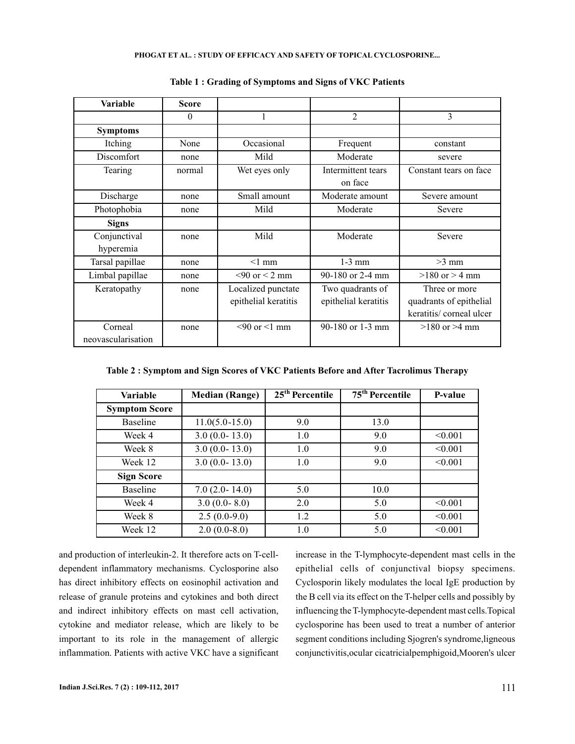**Table 1 : Grading of Symptoms and Signs of VKC Patients**

| Variable | Score | | | |
|---|---|---|---|---|
| | 0 | 1 | 2 | 3 |
| **Symptoms** | | | | |
| Itching | None | Occasional | Frequent | constant |
| Discomfort | none | Mild | Moderate | severe |
| Tearing | normal | Wet eyes only | Intermittent tears on face | Constant tears on face |
| Discharge | none | Small amount | Moderate amount | Severe amount |
| Photophobia | none | Mild | Moderate | Severe |
| **Signs** | | | | |
| Conjunctival hyperemia | none | Mild | Moderate | Severe |
| Tarsal papillae | none | <1 mm | 1-3 mm | >3 mm |
| Limbal papillae | none | <90 or < 2 mm | 90-180 or 2-4 mm | >180 or > 4 mm |
| Keratopathy | none | Localized punctate epithelial keratitis | Two quadrants of epithelial keratitis | Three or more quadrants of epithelial keratitis/ corneal ulcer |
| Corneal neovascularisation | none | <90 or <1 mm | 90-180 or 1-3 mm | >180 or >4 mm |

**Table 2 : Symptom and Sign Scores of VKC Patients Before and After Tacrolimus Therapy**

| Variable | Median (Range) | 25th Percentile | 75th Percentile | P-value |
|---|---|---|---|---|
| **Symptom Score** | | | | |
| Baseline | 11.0(5.0-15.0) | 9.0 | 13.0 | |
| Week 4 | 3.0 (0.0- 13.0) | 1.0 | 9.0 | <0.001 |
| Week 8 | 3.0 (0.0- 13.0) | 1.0 | 9.0 | <0.001 |
| Week 12 | 3.0 (0.0- 13.0) | 1.0 | 9.0 | <0.001 |
| **Sign Score** | | | | |
| Baseline | 7.0 (2.0- 14.0) | 5.0 | 10.0 | |
| Week 4 | 3.0 (0.0- 8.0) | 2.0 | 5.0 | <0.001 |
| Week 8 | 2.5 (0.0-9.0) | 1.2 | 5.0 | <0.001 |
| Week 12 | 2.0 (0.0-8.0) | 1.0 | 5.0 | <0.001 |

and production of interleukin-2. It therefore acts on T-cell-dependent inflammatory mechanisms. Cyclosporine also has direct inhibitory effects on eosinophil activation and release of granule proteins and cytokines and both direct and indirect inhibitory effects on mast cell activation, cytokine and mediator release, which are likely to be important to its role in the management of allergic inflammation. Patients with active VKC have a significant increase in the T-lymphocyte-dependent mast cells in the epithelial cells of conjunctival biopsy specimens. Cyclosporin likely modulates the local IgE production by the B cell via its effect on the T-helper cells and possibly by influencing the T-lymphocyte-dependent mast cells.Topical cyclosporine has been used to treat a number of anterior segment conditions including Sjogren's syndrome,ligneous conjunctivitis,ocular cicatricialpemphigoid,Mooren's ulcer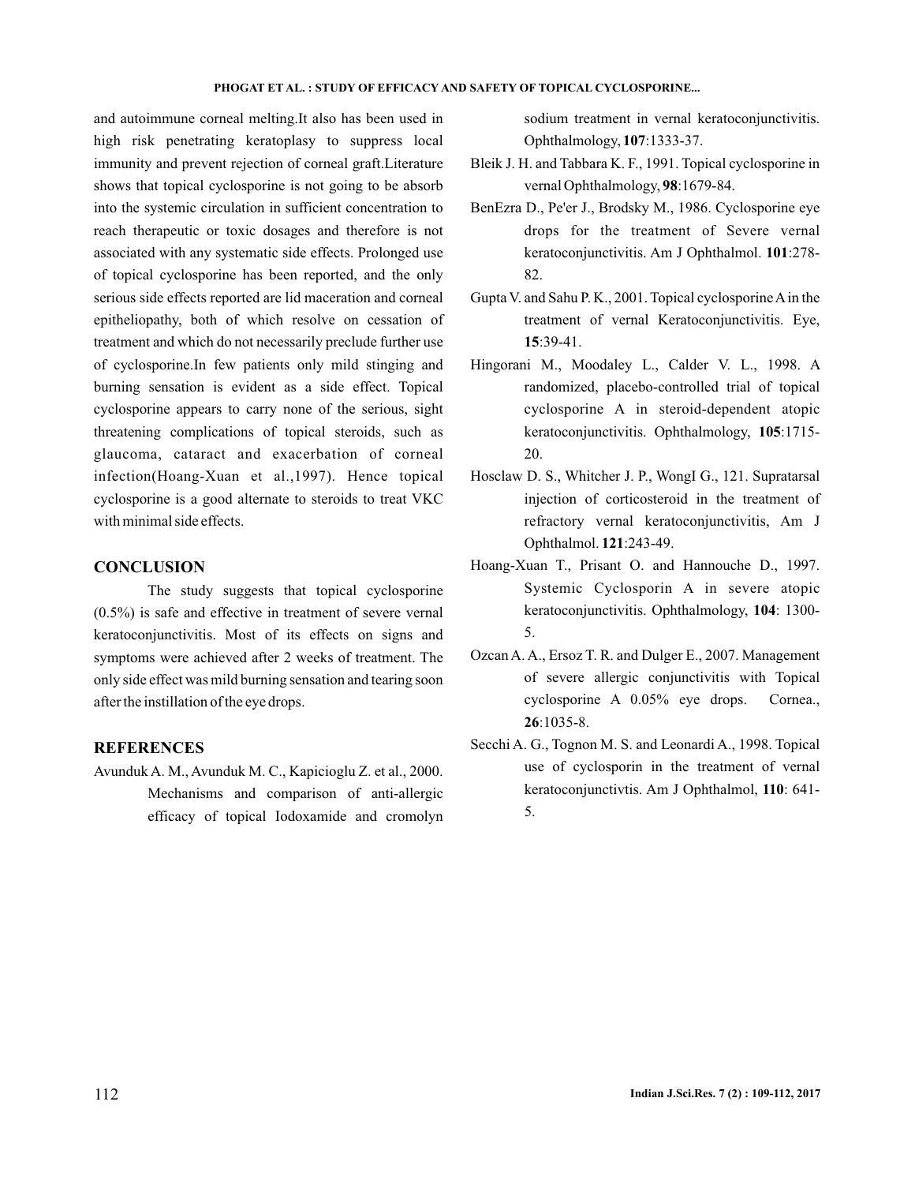and autoimmune corneal melting.It also has been used in high risk penetrating keratoplasy to suppress local immunity and prevent rejection of corneal graft.Literature shows that topical cyclosporine is not going to be absorb into the systemic circulation in sufficient concentration to reach therapeutic or toxic dosages and therefore is not associated with any systematic side effects. Prolonged use of topical cyclosporine has been reported, and the only serious side effects reported are lid maceration and corneal epitheliopathy, both of which resolve on cessation of treatment and which do not necessarily preclude further use of cyclosporine.In few patients only mild stinging and burning sensation is evident as a side effect. Topical cyclosporine appears to carry none of the serious, sight threatening complications of topical steroids, such as glaucoma, cataract and exacerbation of corneal infection(Hoang-Xuan et al.,1997). Hence topical cyclosporine is a good alternate to steroids to treat VKC with minimal side effects.

## CONCLUSION

The study suggests that topical cyclosporine (0.5%) is safe and effective in treatment of severe vernal keratoconjunctivitis. Most of its effects on signs and symptoms were achieved after 2 weeks of treatment. The only side effect was mild burning sensation and tearing soon after the instillation of the eye drops.

## REFERENCES

Avunduk A. M., Avunduk M. C., Kapicioglu Z. et al., 2000. Mechanisms and comparison of anti-allergic efficacy of topical Iodoxamide and cromolyn sodium treatment in vernal keratoconjunctivitis. Ophthalmology, **107**:1333-37.

Bleik J. H. and Tabbara K. F., 1991. Topical cyclosporine in vernal Ophthalmology, **98**:1679-84.

BenEzra D., Pe'er J., Brodsky M., 1986. Cyclosporine eye drops for the treatment of Severe vernal keratoconjunctivitis. Am J Ophthalmol. **101**:278-82.

Gupta V. and Sahu P. K., 2001. Topical cyclosporine A in the treatment of vernal Keratoconjunctivitis. Eye, **15**:39-41.

Hingorani M., Moodaley L., Calder V. L., 1998. A randomized, placebo-controlled trial of topical cyclosporine A in steroid-dependent atopic keratoconjunctivitis. Ophthalmology, **105**:1715-20.

Hosclaw D. S., Whitcher J. P., WongI G., 121. Supratarsal injection of corticosteroid in the treatment of refractory vernal keratoconjunctivitis, Am J Ophthalmol. **121**:243-49.

Hoang-Xuan T., Prisant O. and Hannouche D., 1997. Systemic Cyclosporin A in severe atopic keratoconjunctivitis. Ophthalmology, **104**: 1300-5.

Ozcan A. A., Ersoz T. R. and Dulger E., 2007. Management of severe allergic conjunctivitis with Topical cyclosporine A 0.05% eye drops. Cornea., **26**:1035-8.

Secchi A. G., Tognon M. S. and Leonardi A., 1998. Topical use of cyclosporin in the treatment of vernal keratoconjunctivtis. Am J Ophthalmol, **110**: 641-5.